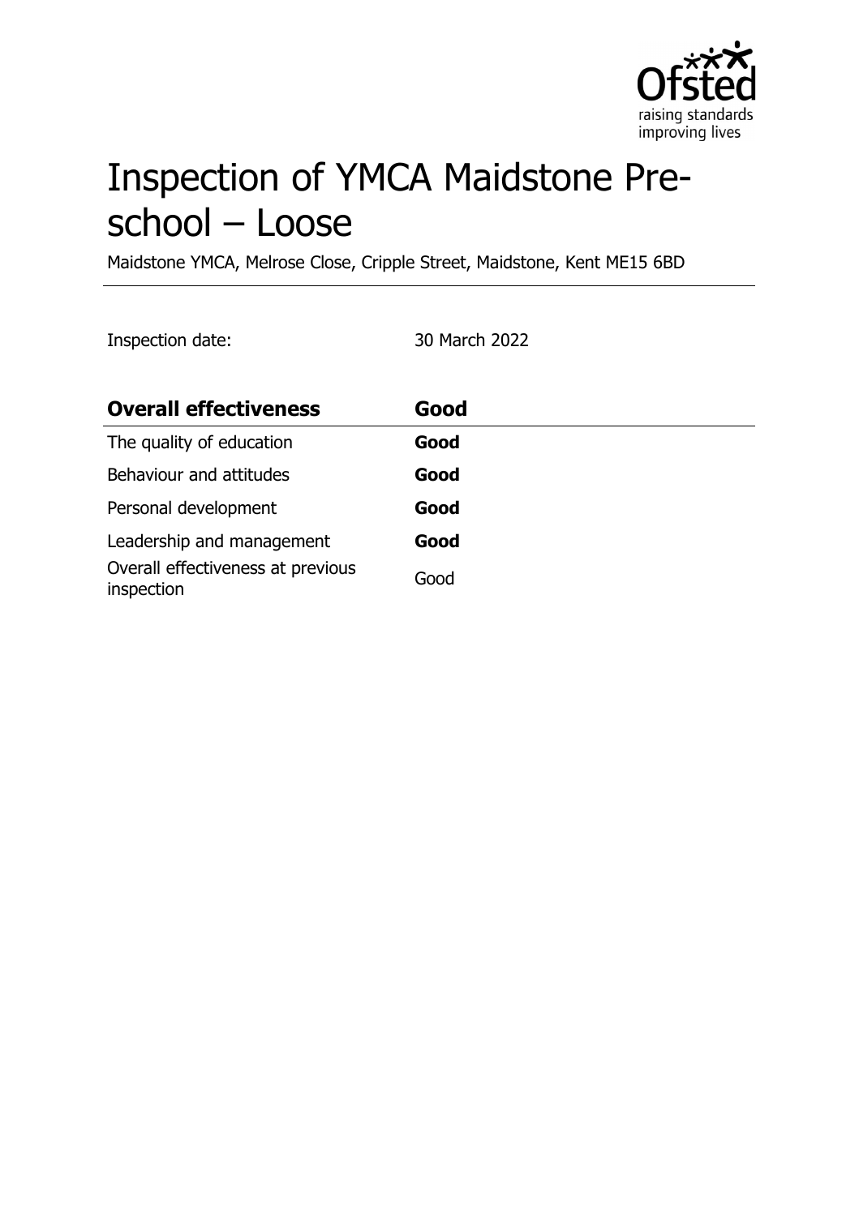# Inspection of YMCA Maidstone Pre-school – Loose

Maidstone YMCA, Melrose Close, Cripple Street, Maidstone, Kent ME15 6BD

Inspection date: 30 March 2022

| **Overall effectiveness** | **Good** |
|---|---|
| The quality of education | **Good** |
| Behaviour and attitudes | **Good** |
| Personal development | **Good** |
| Leadership and management | **Good** |
| Overall effectiveness at previous inspection | Good |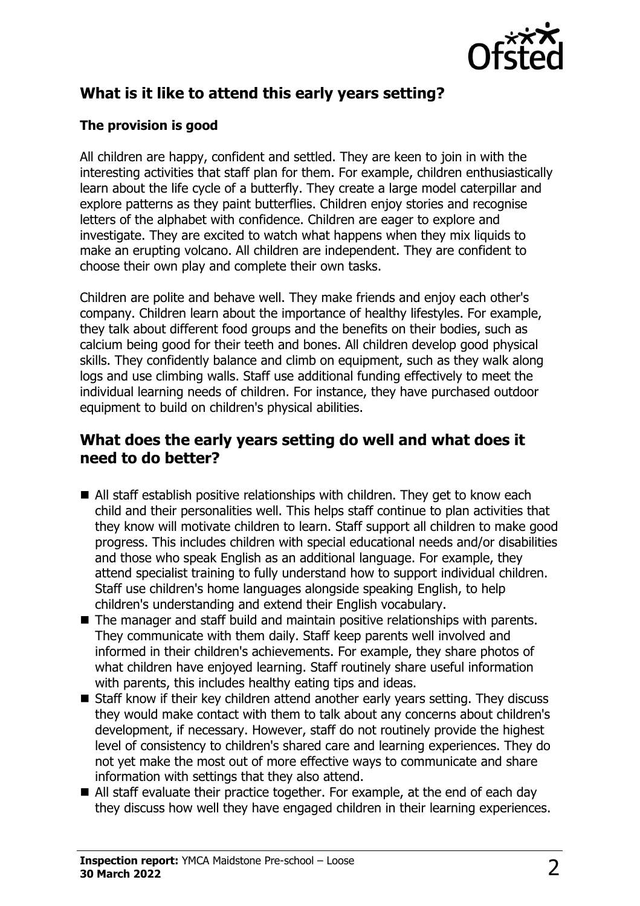## What is it like to attend this early years setting?

### The provision is good

All children are happy, confident and settled. They are keen to join in with the interesting activities that staff plan for them. For example, children enthusiastically learn about the life cycle of a butterfly. They create a large model caterpillar and explore patterns as they paint butterflies. Children enjoy stories and recognise letters of the alphabet with confidence. Children are eager to explore and investigate. They are excited to watch what happens when they mix liquids to make an erupting volcano. All children are independent. They are confident to choose their own play and complete their own tasks.

Children are polite and behave well. They make friends and enjoy each other's company. Children learn about the importance of healthy lifestyles. For example, they talk about different food groups and the benefits on their bodies, such as calcium being good for their teeth and bones. All children develop good physical skills. They confidently balance and climb on equipment, such as they walk along logs and use climbing walls. Staff use additional funding effectively to meet the individual learning needs of children. For instance, they have purchased outdoor equipment to build on children's physical abilities.

## What does the early years setting do well and what does it need to do better?

- All staff establish positive relationships with children. They get to know each child and their personalities well. This helps staff continue to plan activities that they know will motivate children to learn. Staff support all children to make good progress. This includes children with special educational needs and/or disabilities and those who speak English as an additional language. For example, they attend specialist training to fully understand how to support individual children. Staff use children's home languages alongside speaking English, to help children's understanding and extend their English vocabulary.
- The manager and staff build and maintain positive relationships with parents. They communicate with them daily. Staff keep parents well involved and informed in their children's achievements. For example, they share photos of what children have enjoyed learning. Staff routinely share useful information with parents, this includes healthy eating tips and ideas.
- Staff know if their key children attend another early years setting. They discuss they would make contact with them to talk about any concerns about children's development, if necessary. However, staff do not routinely provide the highest level of consistency to children's shared care and learning experiences. They do not yet make the most out of more effective ways to communicate and share information with settings that they also attend.
- All staff evaluate their practice together. For example, at the end of each day they discuss how well they have engaged children in their learning experiences.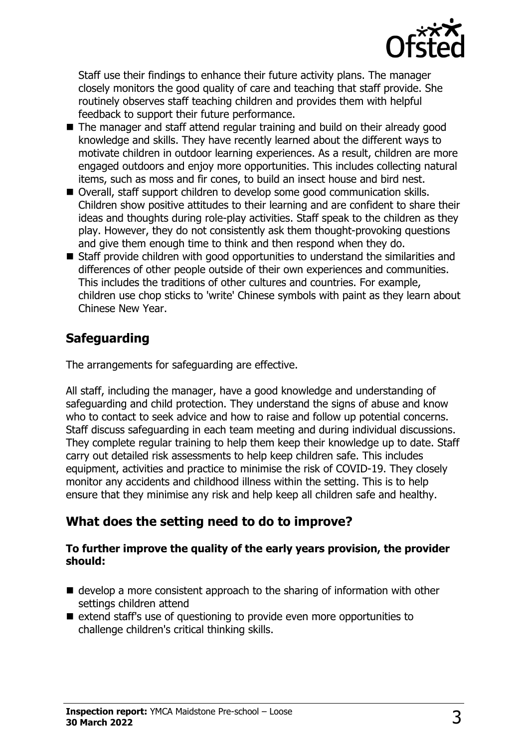Staff use their findings to enhance their future activity plans. The manager closely monitors the good quality of care and teaching that staff provide. She routinely observes staff teaching children and provides them with helpful feedback to support their future performance.

- The manager and staff attend regular training and build on their already good knowledge and skills. They have recently learned about the different ways to motivate children in outdoor learning experiences. As a result, children are more engaged outdoors and enjoy more opportunities. This includes collecting natural items, such as moss and fir cones, to build an insect house and bird nest.
- Overall, staff support children to develop some good communication skills. Children show positive attitudes to their learning and are confident to share their ideas and thoughts during role-play activities. Staff speak to the children as they play. However, they do not consistently ask them thought-provoking questions and give them enough time to think and then respond when they do.
- Staff provide children with good opportunities to understand the similarities and differences of other people outside of their own experiences and communities. This includes the traditions of other cultures and countries. For example, children use chop sticks to 'write' Chinese symbols with paint as they learn about Chinese New Year.

## Safeguarding

The arrangements for safeguarding are effective.

All staff, including the manager, have a good knowledge and understanding of safeguarding and child protection. They understand the signs of abuse and know who to contact to seek advice and how to raise and follow up potential concerns. Staff discuss safeguarding in each team meeting and during individual discussions. They complete regular training to help them keep their knowledge up to date. Staff carry out detailed risk assessments to help keep children safe. This includes equipment, activities and practice to minimise the risk of COVID-19. They closely monitor any accidents and childhood illness within the setting. This is to help ensure that they minimise any risk and help keep all children safe and healthy.

## What does the setting need to do to improve?

**To further improve the quality of the early years provision, the provider should:**

- develop a more consistent approach to the sharing of information with other settings children attend
- extend staff's use of questioning to provide even more opportunities to challenge children's critical thinking skills.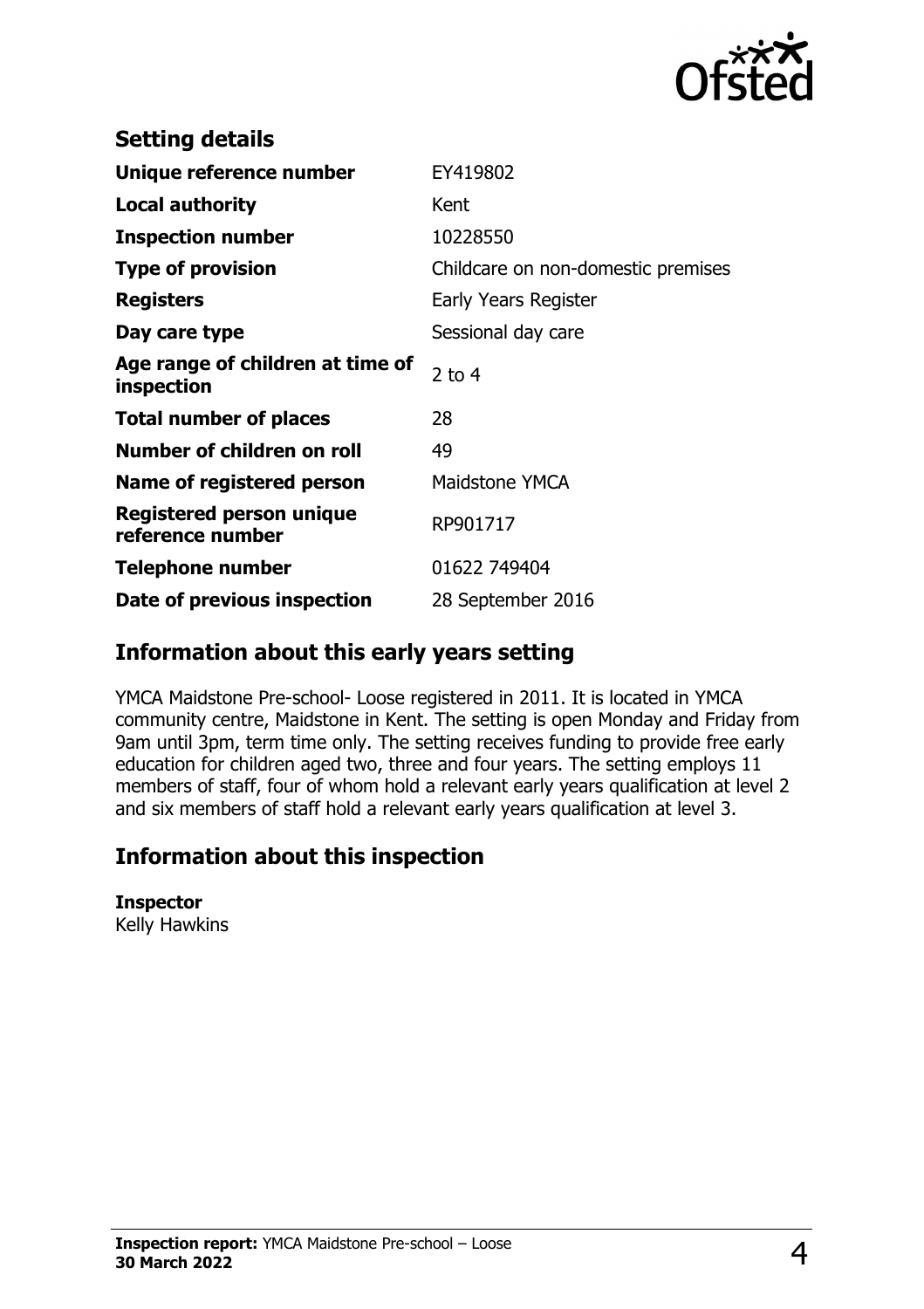## Setting details

| | |
|---|---|
| **Unique reference number** | EY419802 |
| **Local authority** | Kent |
| **Inspection number** | 10228550 |
| **Type of provision** | Childcare on non-domestic premises |
| **Registers** | Early Years Register |
| **Day care type** | Sessional day care |
| **Age range of children at time of inspection** | 2 to 4 |
| **Total number of places** | 28 |
| **Number of children on roll** | 49 |
| **Name of registered person** | Maidstone YMCA |
| **Registered person unique reference number** | RP901717 |
| **Telephone number** | 01622 749404 |
| **Date of previous inspection** | 28 September 2016 |

## Information about this early years setting

YMCA Maidstone Pre-school- Loose registered in 2011. It is located in YMCA community centre, Maidstone in Kent. The setting is open Monday and Friday from 9am until 3pm, term time only. The setting receives funding to provide free early education for children aged two, three and four years. The setting employs 11 members of staff, four of whom hold a relevant early years qualification at level 2 and six members of staff hold a relevant early years qualification at level 3.

## Information about this inspection

**Inspector**
Kelly Hawkins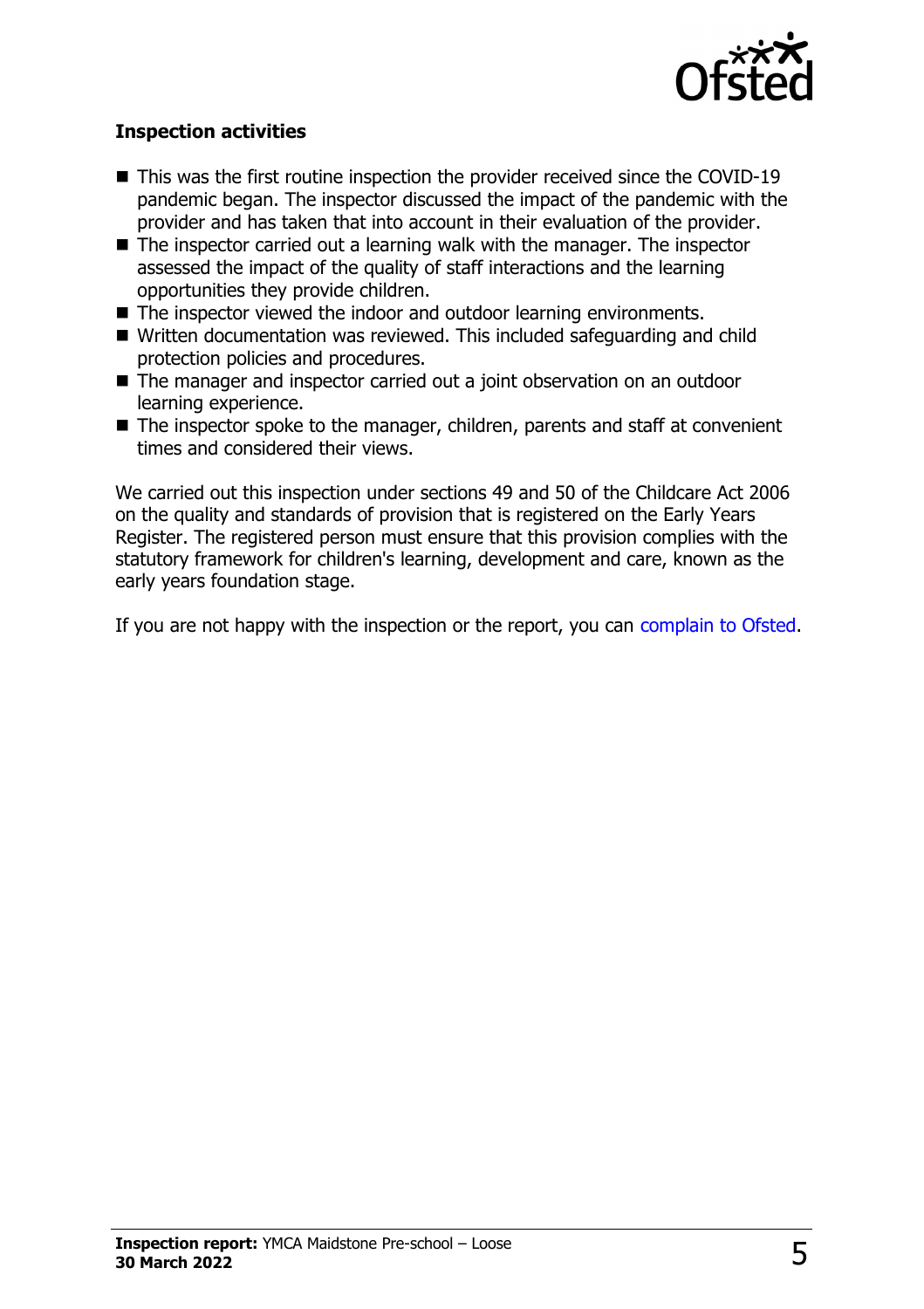### Inspection activities

- This was the first routine inspection the provider received since the COVID-19 pandemic began. The inspector discussed the impact of the pandemic with the provider and has taken that into account in their evaluation of the provider.
- The inspector carried out a learning walk with the manager. The inspector assessed the impact of the quality of staff interactions and the learning opportunities they provide children.
- The inspector viewed the indoor and outdoor learning environments.
- Written documentation was reviewed. This included safeguarding and child protection policies and procedures.
- The manager and inspector carried out a joint observation on an outdoor learning experience.
- The inspector spoke to the manager, children, parents and staff at convenient times and considered their views.

We carried out this inspection under sections 49 and 50 of the Childcare Act 2006 on the quality and standards of provision that is registered on the Early Years Register. The registered person must ensure that this provision complies with the statutory framework for children's learning, development and care, known as the early years foundation stage.

If you are not happy with the inspection or the report, you can complain to Ofsted.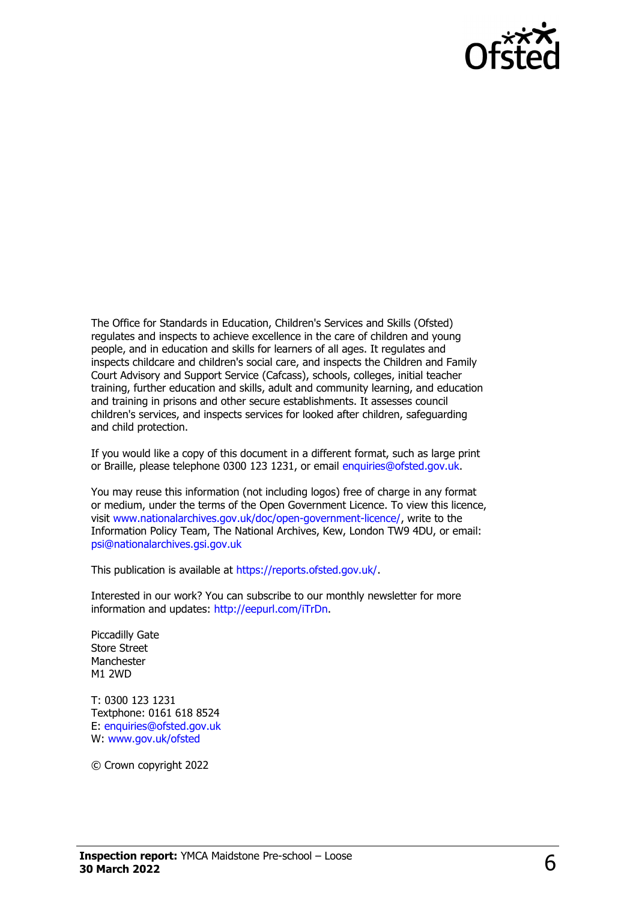The Office for Standards in Education, Children's Services and Skills (Ofsted) regulates and inspects to achieve excellence in the care of children and young people, and in education and skills for learners of all ages. It regulates and inspects childcare and children's social care, and inspects the Children and Family Court Advisory and Support Service (Cafcass), schools, colleges, initial teacher training, further education and skills, adult and community learning, and education and training in prisons and other secure establishments. It assesses council children's services, and inspects services for looked after children, safeguarding and child protection.

If you would like a copy of this document in a different format, such as large print or Braille, please telephone 0300 123 1231, or email enquiries@ofsted.gov.uk.

You may reuse this information (not including logos) free of charge in any format or medium, under the terms of the Open Government Licence. To view this licence, visit www.nationalarchives.gov.uk/doc/open-government-licence/, write to the Information Policy Team, The National Archives, Kew, London TW9 4DU, or email: psi@nationalarchives.gsi.gov.uk

This publication is available at https://reports.ofsted.gov.uk/.

Interested in our work? You can subscribe to our monthly newsletter for more information and updates: http://eepurl.com/iTrDn.

Piccadilly Gate
Store Street
Manchester
M1 2WD

T: 0300 123 1231
Textphone: 0161 618 8524
E: enquiries@ofsted.gov.uk
W: www.gov.uk/ofsted

© Crown copyright 2022